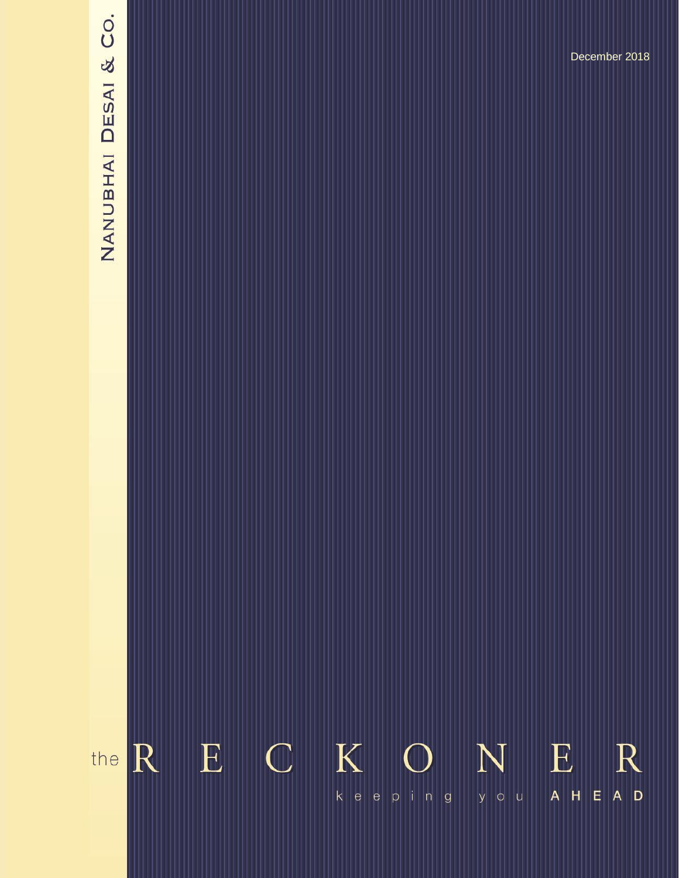NANUBHAI DESAI & CO.

December 2018

# the RECKONER

keeping you AHEAD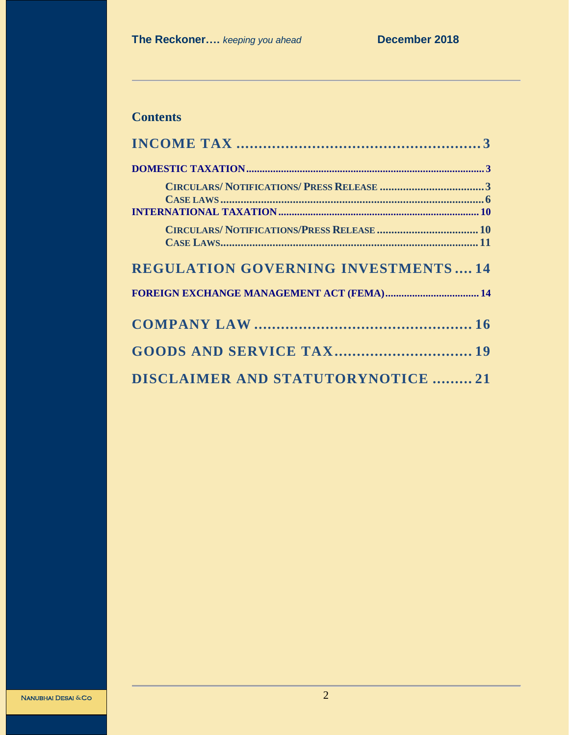## Contents

**INCOME TAX ........................................................ 3**

**DOMESTIC TAXATION ........................................................ 3**

- **CIRCULARS/ NOTIFICATIONS/ PRESS RELEASE ........................................................ 3**
- **CASE LAWS ........................................................ 6**

**INTERNATIONAL TAXATION ........................................................ 10**

- **CIRCULARS/ NOTIFICATIONS/PRESS RELEASE ........................................................ 10**
- **CASE LAWS ........................................................ 11**

**REGULATION GOVERNING INVESTMENTS .... 14**

**FOREIGN EXCHANGE MANAGEMENT ACT (FEMA) ........................................................ 14**

**COMPANY LAW ........................................................ 16**

**GOODS AND SERVICE TAX ........................................................ 19**

**DISCLAIMER AND STATUTORYNOTICE ......... 21**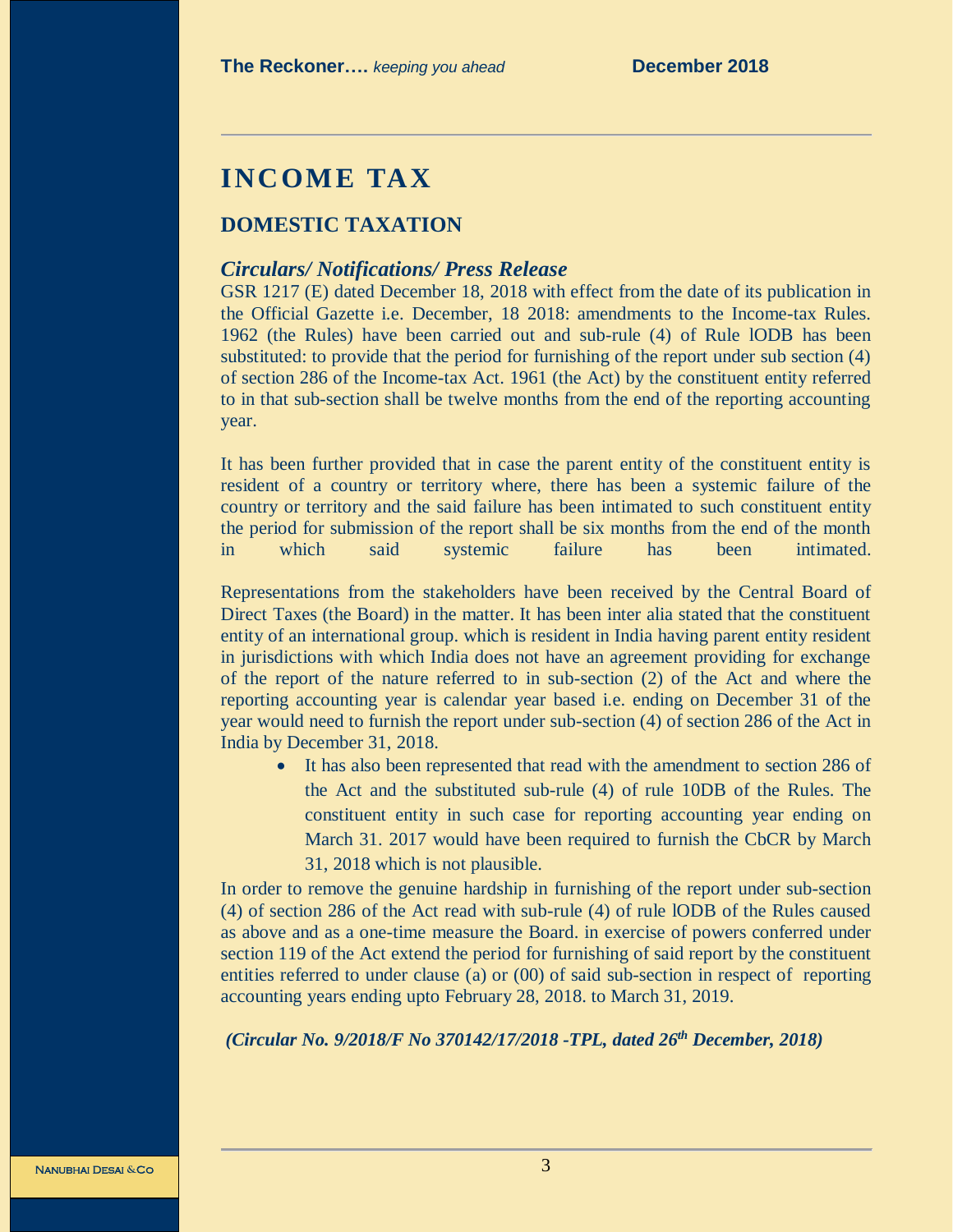# INCOME TAX

## DOMESTIC TAXATION

### *Circulars/ Notifications/ Press Release*

GSR 1217 (E) dated December 18, 2018 with effect from the date of its publication in the Official Gazette i.e. December, 18 2018: amendments to the Income-tax Rules. 1962 (the Rules) have been carried out and sub-rule (4) of Rule lODB has been substituted: to provide that the period for furnishing of the report under sub section (4) of section 286 of the Income-tax Act. 1961 (the Act) by the constituent entity referred to in that sub-section shall be twelve months from the end of the reporting accounting year.

It has been further provided that in case the parent entity of the constituent entity is resident of a country or territory where, there has been a systemic failure of the country or territory and the said failure has been intimated to such constituent entity the period for submission of the report shall be six months from the end of the month in which said systemic failure has been intimated.

Representations from the stakeholders have been received by the Central Board of Direct Taxes (the Board) in the matter. It has been inter alia stated that the constituent entity of an international group. which is resident in India having parent entity resident in jurisdictions with which India does not have an agreement providing for exchange of the report of the nature referred to in sub-section (2) of the Act and where the reporting accounting year is calendar year based i.e. ending on December 31 of the year would need to furnish the report under sub-section (4) of section 286 of the Act in India by December 31, 2018.

- It has also been represented that read with the amendment to section 286 of the Act and the substituted sub-rule (4) of rule 10DB of the Rules. The constituent entity in such case for reporting accounting year ending on March 31. 2017 would have been required to furnish the CbCR by March 31, 2018 which is not plausible.

In order to remove the genuine hardship in furnishing of the report under sub-section (4) of section 286 of the Act read with sub-rule (4) of rule lODB of the Rules caused as above and as a one-time measure the Board. in exercise of powers conferred under section 119 of the Act extend the period for furnishing of said report by the constituent entities referred to under clause (a) or (00) of said sub-section in respect of reporting accounting years ending upto February 28, 2018. to March 31, 2019.

***(Circular No. 9/2018/F No 370142/17/2018 -TPL, dated 26th December, 2018)***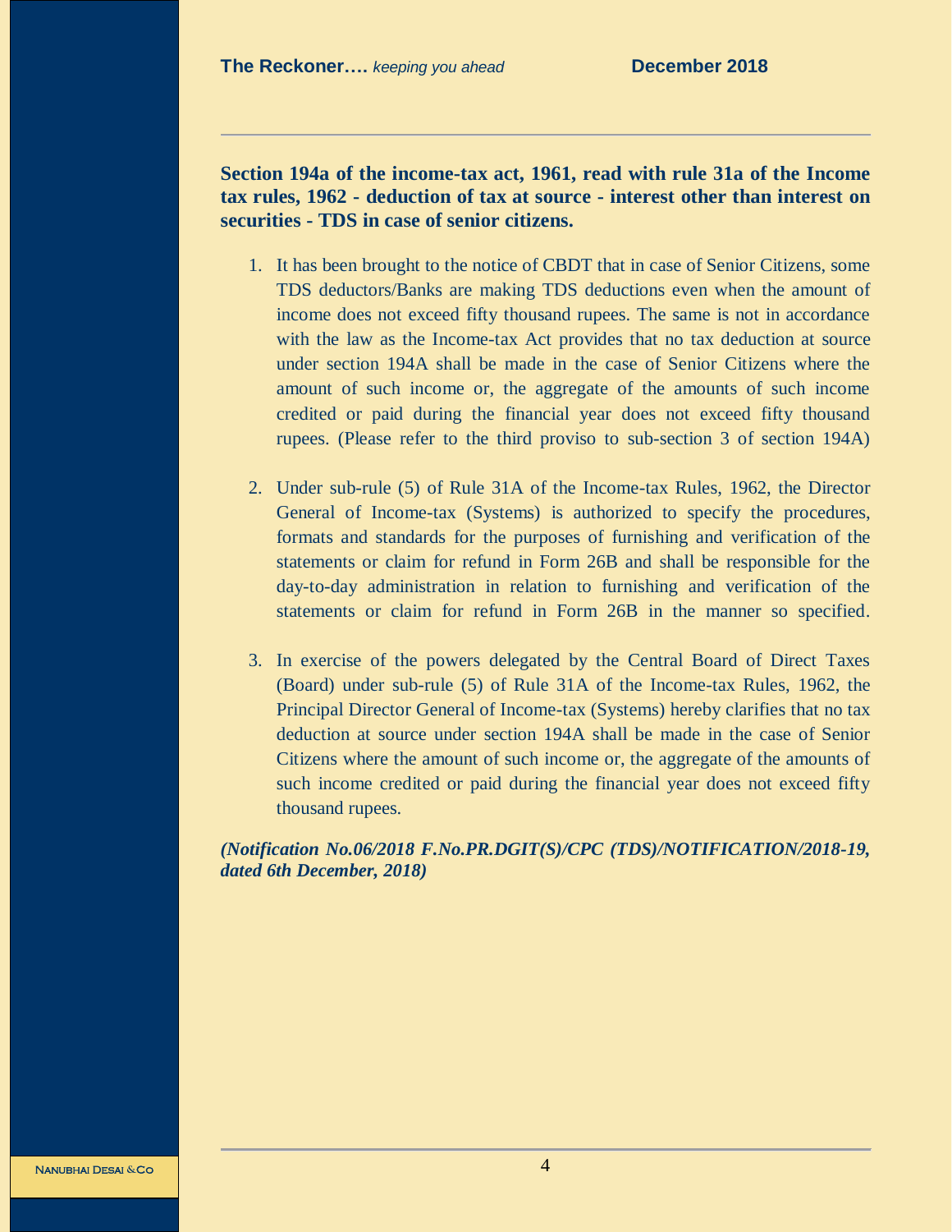**Section 194a of the income-tax act, 1961, read with rule 31a of the Income tax rules, 1962 - deduction of tax at source - interest other than interest on securities - TDS in case of senior citizens.**

1. It has been brought to the notice of CBDT that in case of Senior Citizens, some TDS deductors/Banks are making TDS deductions even when the amount of income does not exceed fifty thousand rupees. The same is not in accordance with the law as the Income-tax Act provides that no tax deduction at source under section 194A shall be made in the case of Senior Citizens where the amount of such income or, the aggregate of the amounts of such income credited or paid during the financial year does not exceed fifty thousand rupees. (Please refer to the third proviso to sub-section 3 of section 194A)

2. Under sub-rule (5) of Rule 31A of the Income-tax Rules, 1962, the Director General of Income-tax (Systems) is authorized to specify the procedures, formats and standards for the purposes of furnishing and verification of the statements or claim for refund in Form 26B and shall be responsible for the day-to-day administration in relation to furnishing and verification of the statements or claim for refund in Form 26B in the manner so specified.

3. In exercise of the powers delegated by the Central Board of Direct Taxes (Board) under sub-rule (5) of Rule 31A of the Income-tax Rules, 1962, the Principal Director General of Income-tax (Systems) hereby clarifies that no tax deduction at source under section 194A shall be made in the case of Senior Citizens where the amount of such income or, the aggregate of the amounts of such income credited or paid during the financial year does not exceed fifty thousand rupees.

***(Notification No.06/2018 F.No.PR.DGIT(S)/CPC (TDS)/NOTIFICATION/2018-19, dated 6th December, 2018)***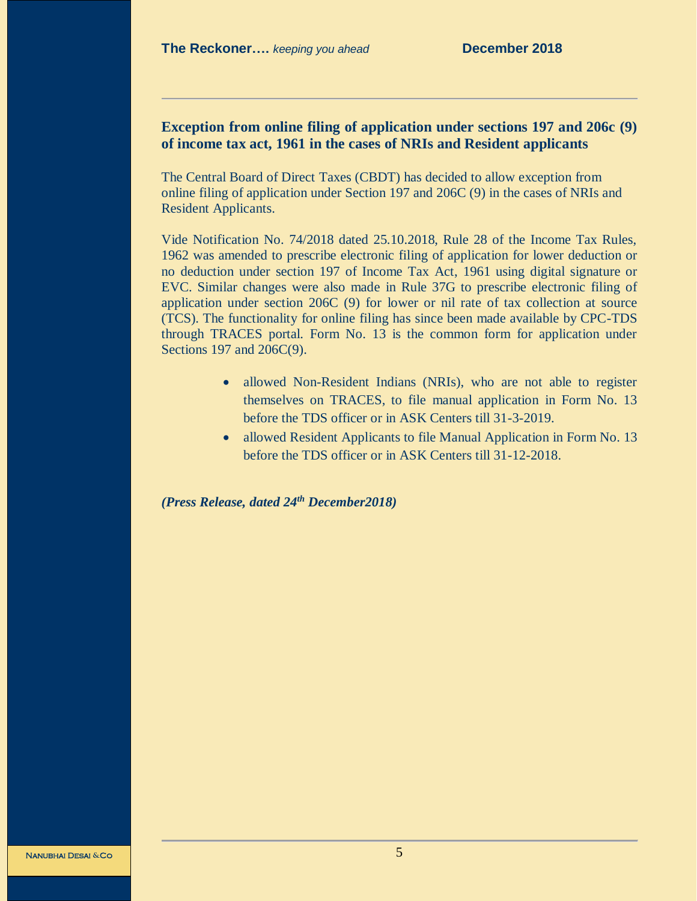## Exception from online filing of application under sections 197 and 206c (9) of income tax act, 1961 in the cases of NRIs and Resident applicants

The Central Board of Direct Taxes (CBDT) has decided to allow exception from online filing of application under Section 197 and 206C (9) in the cases of NRIs and Resident Applicants.

Vide Notification No. 74/2018 dated 25.10.2018, Rule 28 of the Income Tax Rules, 1962 was amended to prescribe electronic filing of application for lower deduction or no deduction under section 197 of Income Tax Act, 1961 using digital signature or EVC. Similar changes were also made in Rule 37G to prescribe electronic filing of application under section 206C (9) for lower or nil rate of tax collection at source (TCS). The functionality for online filing has since been made available by CPC-TDS through TRACES portal. Form No. 13 is the common form for application under Sections 197 and 206C(9).

- allowed Non-Resident Indians (NRIs), who are not able to register themselves on TRACES, to file manual application in Form No. 13 before the TDS officer or in ASK Centers till 31-3-2019.
- allowed Resident Applicants to file Manual Application in Form No. 13 before the TDS officer or in ASK Centers till 31-12-2018.

***(Press Release, dated 24th December2018)***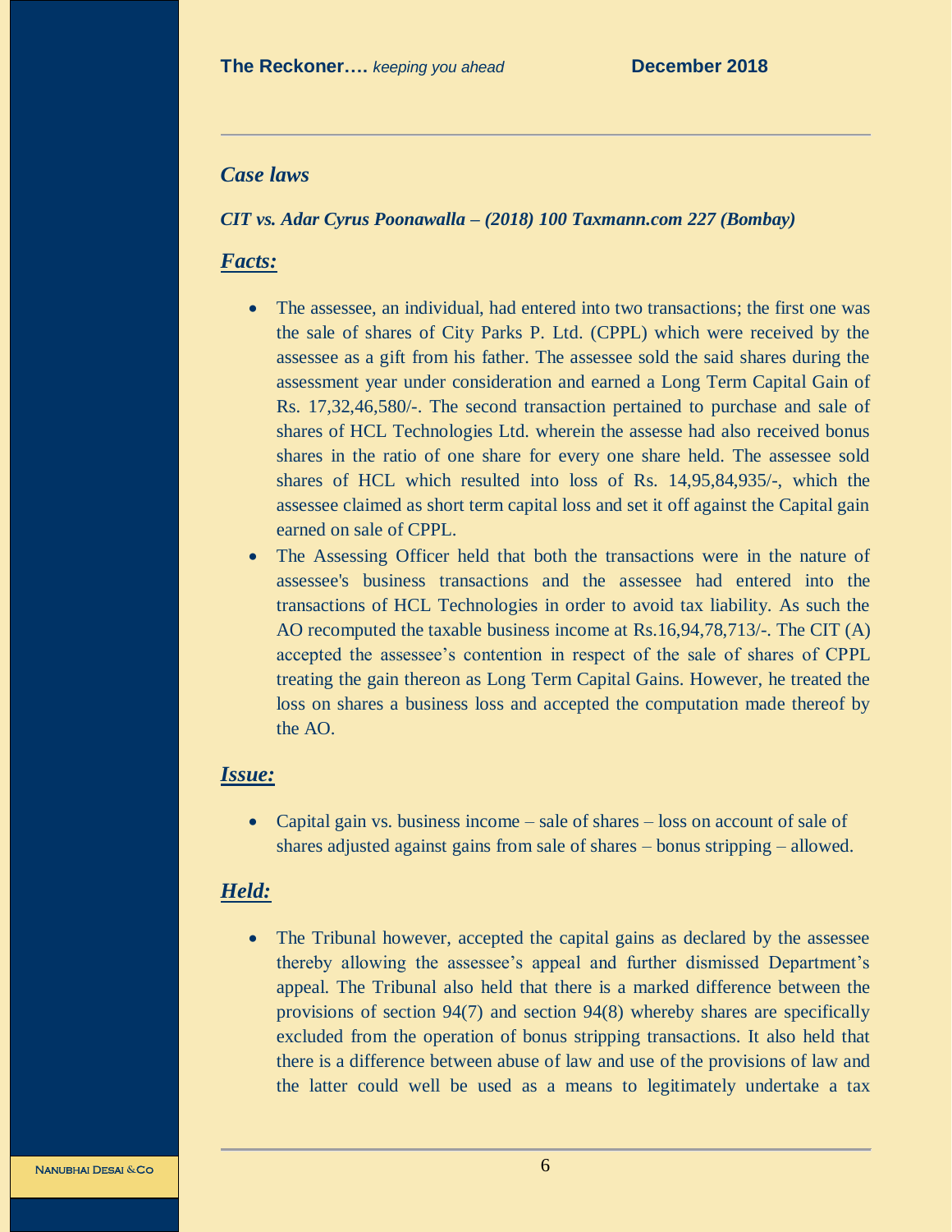## *Case laws*

***CIT vs. Adar Cyrus Poonawalla – (2018) 100 Taxmann.com 227 (Bombay)***

### ***Facts:***

- The assessee, an individual, had entered into two transactions; the first one was the sale of shares of City Parks P. Ltd. (CPPL) which were received by the assessee as a gift from his father. The assessee sold the said shares during the assessment year under consideration and earned a Long Term Capital Gain of Rs. 17,32,46,580/-. The second transaction pertained to purchase and sale of shares of HCL Technologies Ltd. wherein the assesse had also received bonus shares in the ratio of one share for every one share held. The assessee sold shares of HCL which resulted into loss of Rs. 14,95,84,935/-, which the assessee claimed as short term capital loss and set it off against the Capital gain earned on sale of CPPL.
- The Assessing Officer held that both the transactions were in the nature of assessee's business transactions and the assessee had entered into the transactions of HCL Technologies in order to avoid tax liability. As such the AO recomputed the taxable business income at Rs.16,94,78,713/-. The CIT (A) accepted the assessee's contention in respect of the sale of shares of CPPL treating the gain thereon as Long Term Capital Gains. However, he treated the loss on shares a business loss and accepted the computation made thereof by the AO.

### ***Issue:***

- Capital gain vs. business income – sale of shares – loss on account of sale of shares adjusted against gains from sale of shares – bonus stripping – allowed.

### ***Held:***

- The Tribunal however, accepted the capital gains as declared by the assessee thereby allowing the assessee's appeal and further dismissed Department's appeal. The Tribunal also held that there is a marked difference between the provisions of section 94(7) and section 94(8) whereby shares are specifically excluded from the operation of bonus stripping transactions. It also held that there is a difference between abuse of law and use of the provisions of law and the latter could well be used as a means to legitimately undertake a tax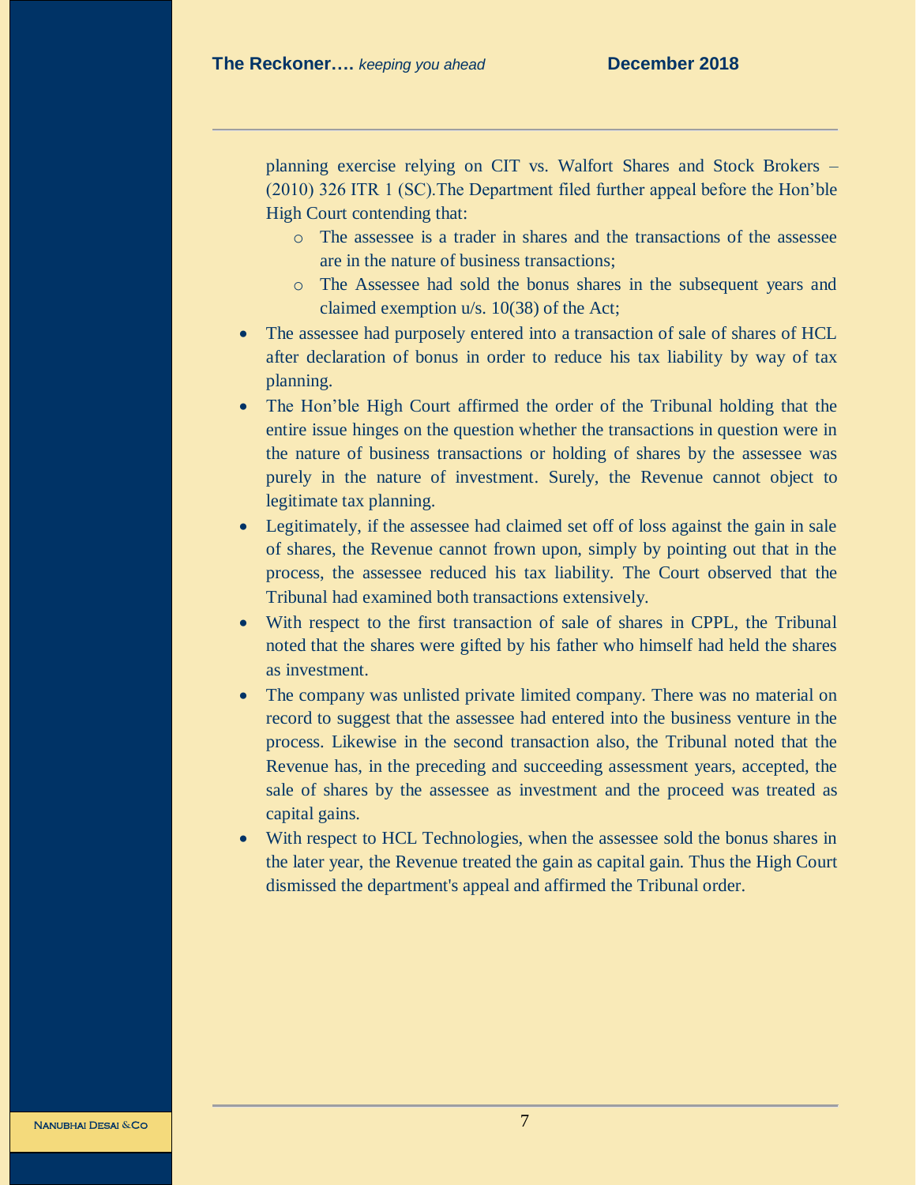planning exercise relying on CIT vs. Walfort Shares and Stock Brokers – (2010) 326 ITR 1 (SC).The Department filed further appeal before the Hon'ble High Court contending that:

  - The assessee is a trader in shares and the transactions of the assessee are in the nature of business transactions;
  - The Assessee had sold the bonus shares in the subsequent years and claimed exemption u/s. 10(38) of the Act;

- The assessee had purposely entered into a transaction of sale of shares of HCL after declaration of bonus in order to reduce his tax liability by way of tax planning.
- The Hon'ble High Court affirmed the order of the Tribunal holding that the entire issue hinges on the question whether the transactions in question were in the nature of business transactions or holding of shares by the assessee was purely in the nature of investment. Surely, the Revenue cannot object to legitimate tax planning.
- Legitimately, if the assessee had claimed set off of loss against the gain in sale of shares, the Revenue cannot frown upon, simply by pointing out that in the process, the assessee reduced his tax liability. The Court observed that the Tribunal had examined both transactions extensively.
- With respect to the first transaction of sale of shares in CPPL, the Tribunal noted that the shares were gifted by his father who himself had held the shares as investment.
- The company was unlisted private limited company. There was no material on record to suggest that the assessee had entered into the business venture in the process. Likewise in the second transaction also, the Tribunal noted that the Revenue has, in the preceding and succeeding assessment years, accepted, the sale of shares by the assessee as investment and the proceed was treated as capital gains.
- With respect to HCL Technologies, when the assessee sold the bonus shares in the later year, the Revenue treated the gain as capital gain. Thus the High Court dismissed the department's appeal and affirmed the Tribunal order.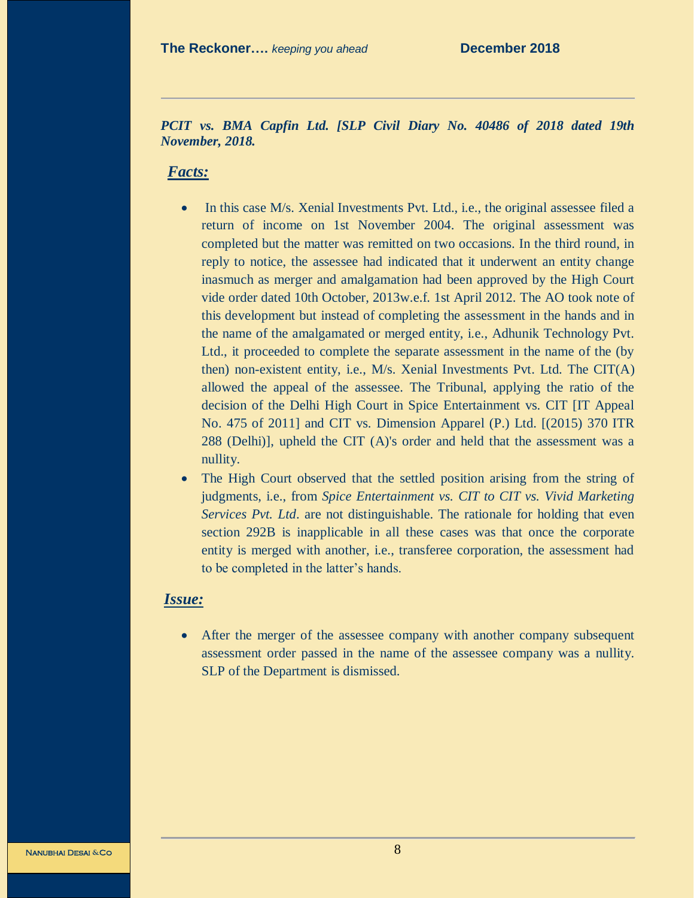***PCIT vs. BMA Capfin Ltd. [SLP Civil Diary No. 40486 of 2018 dated 19th November, 2018.***

***<u>Facts:</u>***

- In this case M/s. Xenial Investments Pvt. Ltd., i.e., the original assessee filed a return of income on 1st November 2004. The original assessment was completed but the matter was remitted on two occasions. In the third round, in reply to notice, the assessee had indicated that it underwent an entity change inasmuch as merger and amalgamation had been approved by the High Court vide order dated 10th October, 2013w.e.f. 1st April 2012. The AO took note of this development but instead of completing the assessment in the hands and in the name of the amalgamated or merged entity, i.e., Adhunik Technology Pvt. Ltd., it proceeded to complete the separate assessment in the name of the (by then) non-existent entity, i.e., M/s. Xenial Investments Pvt. Ltd. The CIT(A) allowed the appeal of the assessee. The Tribunal, applying the ratio of the decision of the Delhi High Court in Spice Entertainment vs. CIT [IT Appeal No. 475 of 2011] and CIT vs. Dimension Apparel (P.) Ltd. [(2015) 370 ITR 288 (Delhi)], upheld the CIT (A)'s order and held that the assessment was a nullity.
- The High Court observed that the settled position arising from the string of judgments, i.e., from *Spice Entertainment vs. CIT to CIT vs. Vivid Marketing Services Pvt. Ltd*. are not distinguishable. The rationale for holding that even section 292B is inapplicable in all these cases was that once the corporate entity is merged with another, i.e., transferee corporation, the assessment had to be completed in the latter's hands.

***<u>Issue:</u>***

- After the merger of the assessee company with another company subsequent assessment order passed in the name of the assessee company was a nullity. SLP of the Department is dismissed.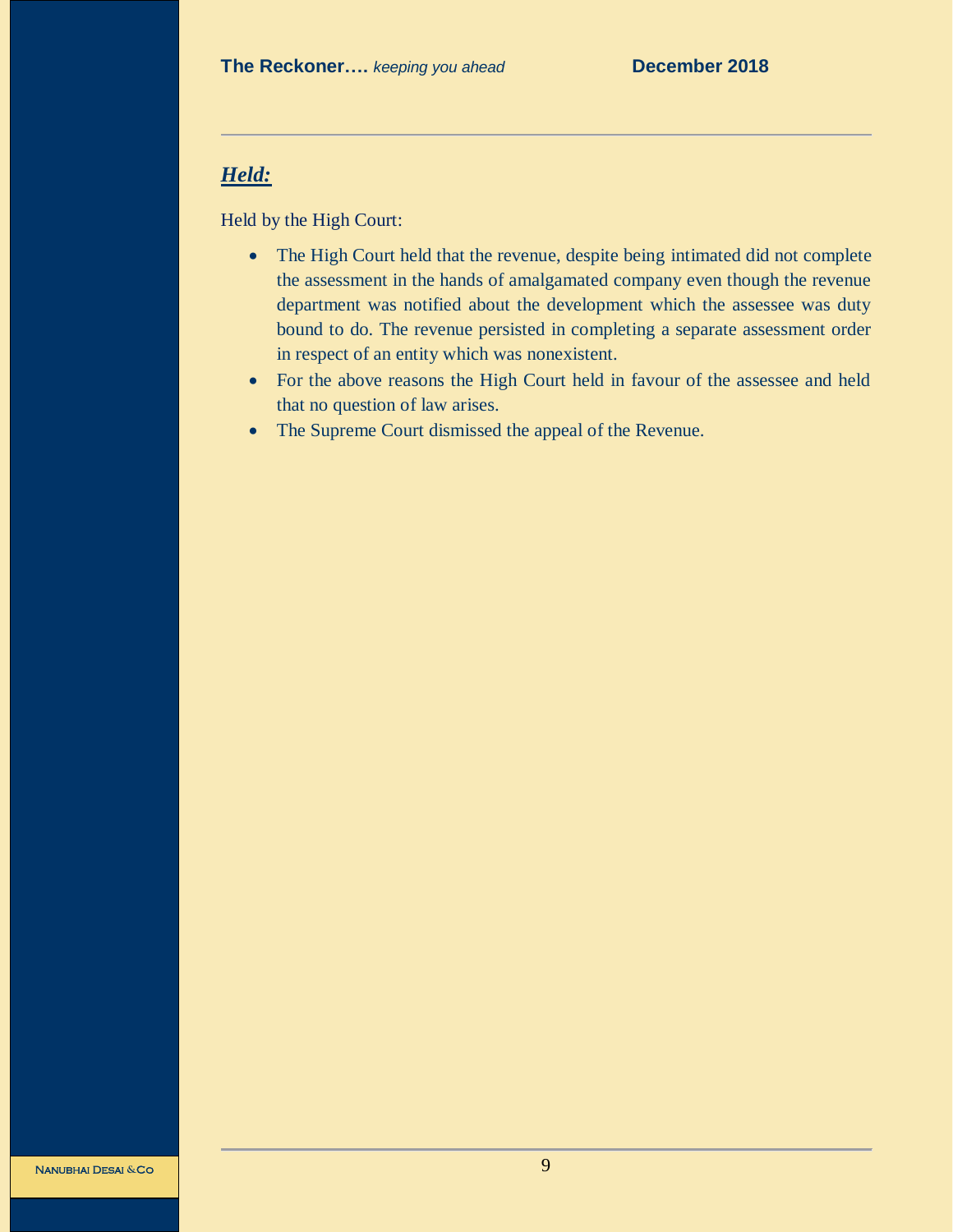***Held:***

Held by the High Court:

- The High Court held that the revenue, despite being intimated did not complete the assessment in the hands of amalgamated company even though the revenue department was notified about the development which the assessee was duty bound to do. The revenue persisted in completing a separate assessment order in respect of an entity which was nonexistent.
- For the above reasons the High Court held in favour of the assessee and held that no question of law arises.
- The Supreme Court dismissed the appeal of the Revenue.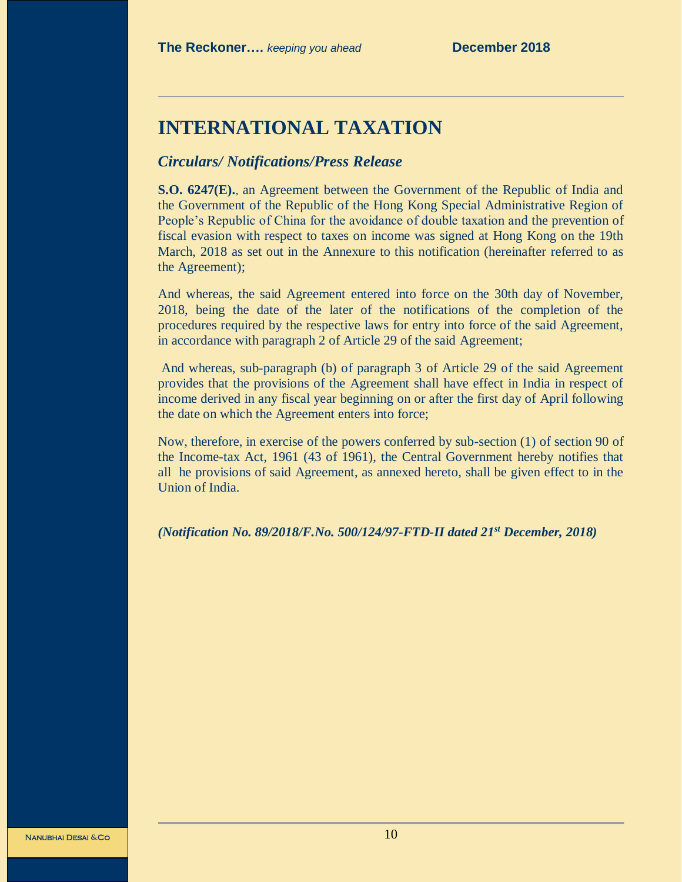# INTERNATIONAL TAXATION

## *Circulars/ Notifications/Press Release*

**S.O. 6247(E).**, an Agreement between the Government of the Republic of India and the Government of the Republic of the Hong Kong Special Administrative Region of People's Republic of China for the avoidance of double taxation and the prevention of fiscal evasion with respect to taxes on income was signed at Hong Kong on the 19th March, 2018 as set out in the Annexure to this notification (hereinafter referred to as the Agreement);

And whereas, the said Agreement entered into force on the 30th day of November, 2018, being the date of the later of the notifications of the completion of the procedures required by the respective laws for entry into force of the said Agreement, in accordance with paragraph 2 of Article 29 of the said Agreement;

And whereas, sub-paragraph (b) of paragraph 3 of Article 29 of the said Agreement provides that the provisions of the Agreement shall have effect in India in respect of income derived in any fiscal year beginning on or after the first day of April following the date on which the Agreement enters into force;

Now, therefore, in exercise of the powers conferred by sub-section (1) of section 90 of the Income-tax Act, 1961 (43 of 1961), the Central Government hereby notifies that all he provisions of said Agreement, as annexed hereto, shall be given effect to in the Union of India.

***(Notification No. 89/2018/F.No. 500/124/97-FTD-II dated 21st December, 2018)***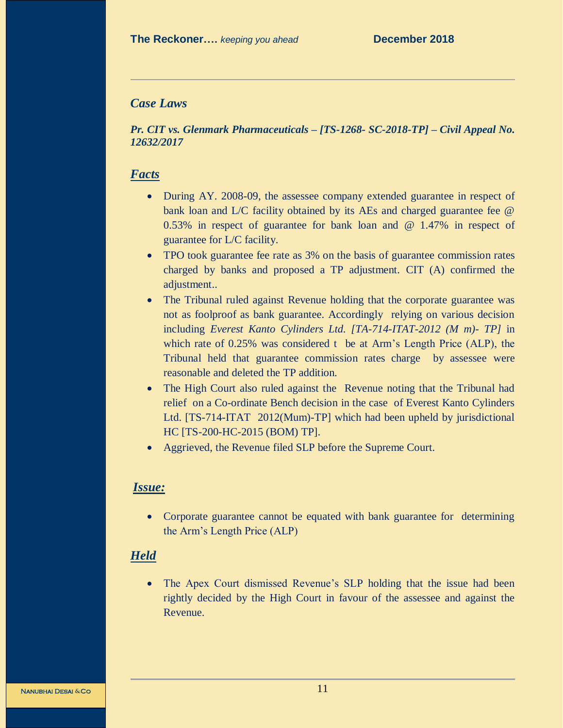## *Case Laws*

***Pr. CIT vs. Glenmark Pharmaceuticals – [TS-1268- SC-2018-TP] – Civil Appeal No. 12632/2017***

### ***Facts***

- During AY. 2008-09, the assessee company extended guarantee in respect of bank loan and L/C facility obtained by its AEs and charged guarantee fee @ 0.53% in respect of guarantee for bank loan and @ 1.47% in respect of guarantee for L/C facility.
- TPO took guarantee fee rate as 3% on the basis of guarantee commission rates charged by banks and proposed a TP adjustment. CIT (A) confirmed the adjustment..
- The Tribunal ruled against Revenue holding that the corporate guarantee was not as foolproof as bank guarantee. Accordingly relying on various decision including *Everest Kanto Cylinders Ltd. [TA-714-ITAT-2012 (M m)- TP]* in which rate of 0.25% was considered t be at Arm's Length Price (ALP), the Tribunal held that guarantee commission rates charge by assessee were reasonable and deleted the TP addition.
- The High Court also ruled against the Revenue noting that the Tribunal had relief on a Co-ordinate Bench decision in the case of Everest Kanto Cylinders Ltd. [TS-714-ITAT 2012(Mum)-TP] which had been upheld by jurisdictional HC [TS-200-HC-2015 (BOM) TP].
- Aggrieved, the Revenue filed SLP before the Supreme Court.

### ***Issue:***

- Corporate guarantee cannot be equated with bank guarantee for determining the Arm's Length Price (ALP)

### ***Held***

- The Apex Court dismissed Revenue's SLP holding that the issue had been rightly decided by the High Court in favour of the assessee and against the Revenue.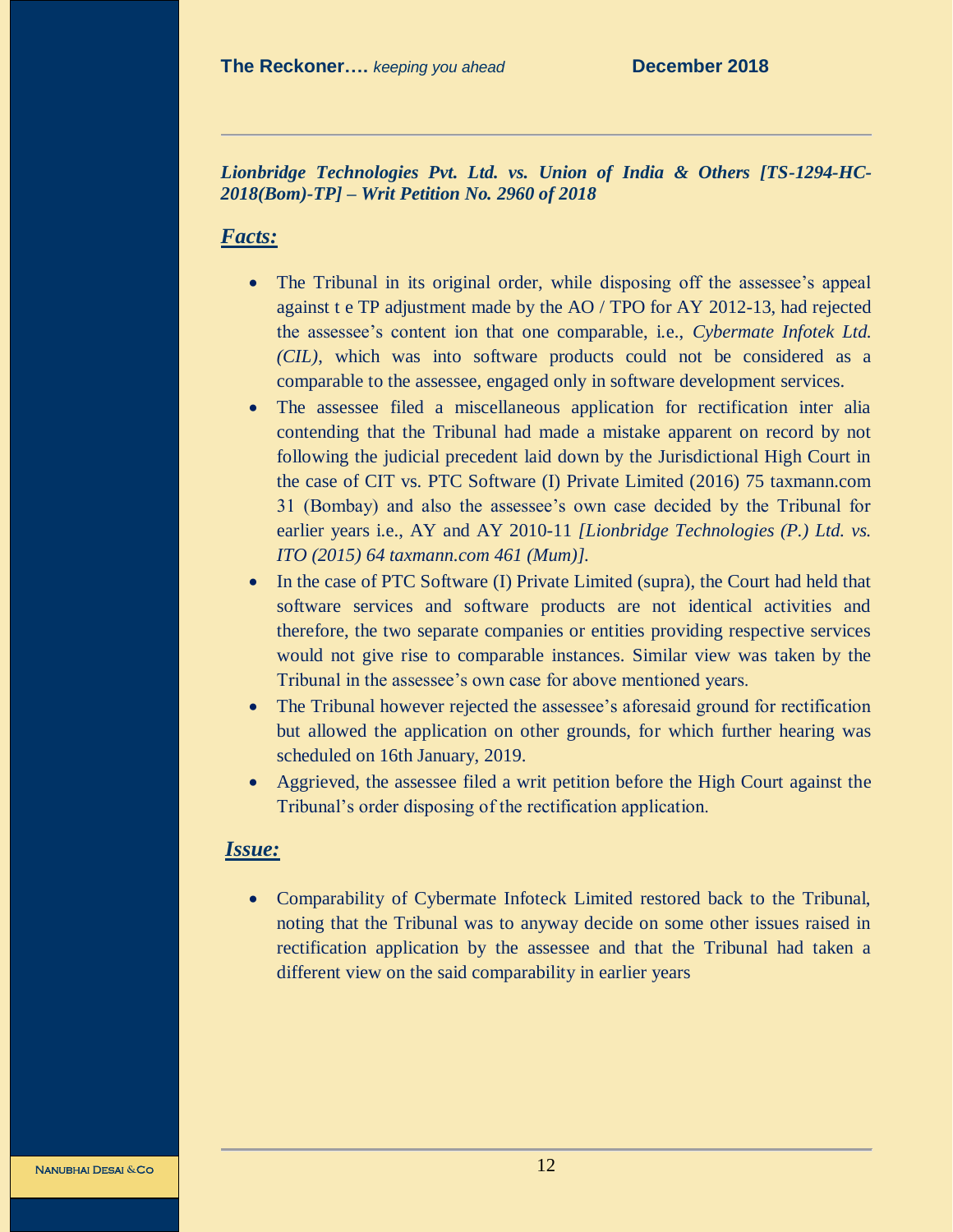***Lionbridge Technologies Pvt. Ltd. vs. Union of India & Others [TS-1294-HC-2018(Bom)-TP] – Writ Petition No. 2960 of 2018***

## ***Facts:***

- The Tribunal in its original order, while disposing off the assessee's appeal against t e TP adjustment made by the AO / TPO for AY 2012-13, had rejected the assessee's content ion that one comparable, i.e., *Cybermate Infotek Ltd. (CIL)*, which was into software products could not be considered as a comparable to the assessee, engaged only in software development services.
- The assessee filed a miscellaneous application for rectification inter alia contending that the Tribunal had made a mistake apparent on record by not following the judicial precedent laid down by the Jurisdictional High Court in the case of CIT vs. PTC Software (I) Private Limited (2016) 75 taxmann.com 31 (Bombay) and also the assessee's own case decided by the Tribunal for earlier years i.e., AY and AY 2010-11 *[Lionbridge Technologies (P.) Ltd. vs. ITO (2015) 64 taxmann.com 461 (Mum)].*
- In the case of PTC Software (I) Private Limited (supra), the Court had held that software services and software products are not identical activities and therefore, the two separate companies or entities providing respective services would not give rise to comparable instances. Similar view was taken by the Tribunal in the assessee's own case for above mentioned years.
- The Tribunal however rejected the assessee's aforesaid ground for rectification but allowed the application on other grounds, for which further hearing was scheduled on 16th January, 2019.
- Aggrieved, the assessee filed a writ petition before the High Court against the Tribunal's order disposing of the rectification application.

## ***Issue:***

- Comparability of Cybermate Infoteck Limited restored back to the Tribunal, noting that the Tribunal was to anyway decide on some other issues raised in rectification application by the assessee and that the Tribunal had taken a different view on the said comparability in earlier years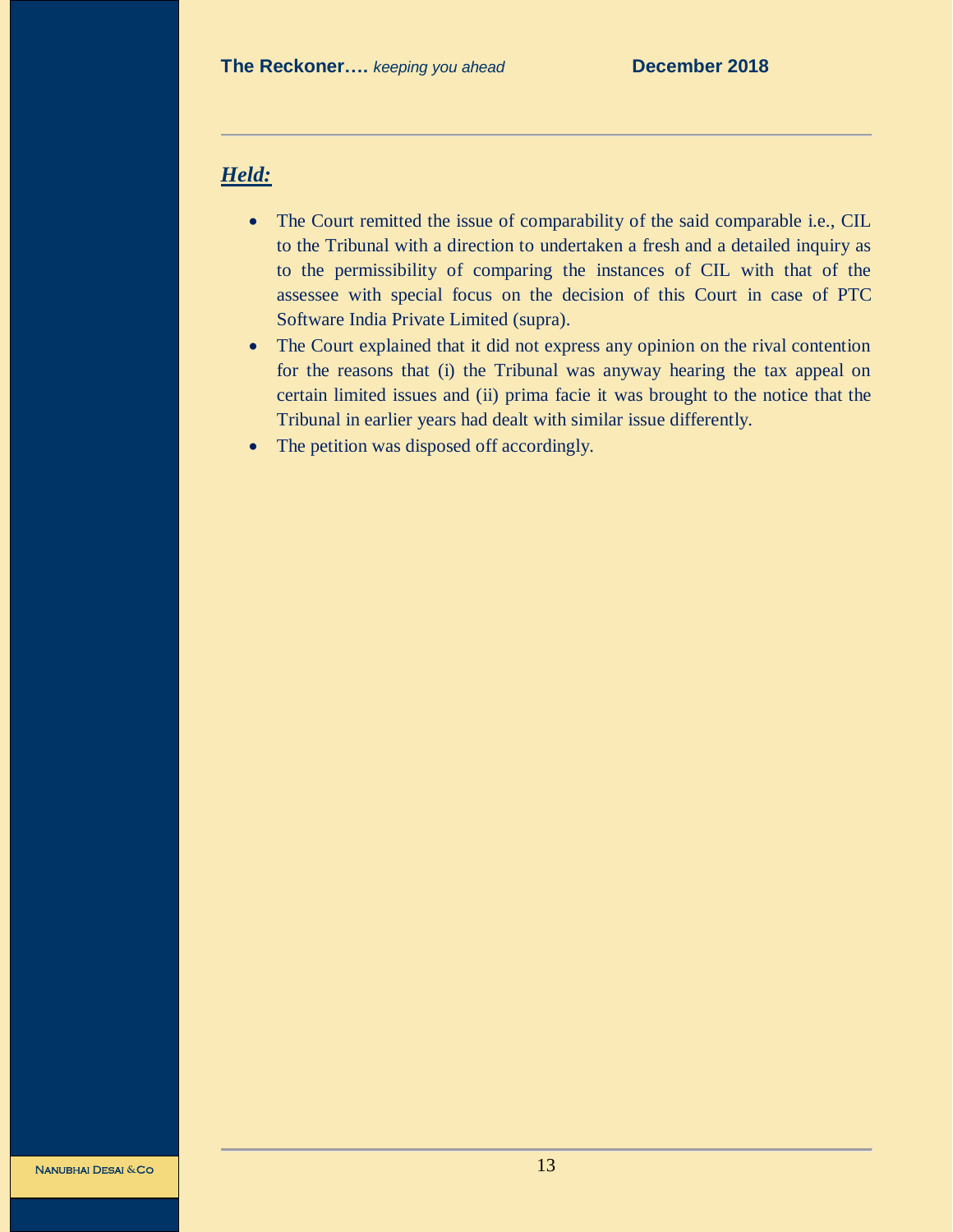***Held:***

- The Court remitted the issue of comparability of the said comparable i.e., CIL to the Tribunal with a direction to undertaken a fresh and a detailed inquiry as to the permissibility of comparing the instances of CIL with that of the assessee with special focus on the decision of this Court in case of PTC Software India Private Limited (supra).
- The Court explained that it did not express any opinion on the rival contention for the reasons that (i) the Tribunal was anyway hearing the tax appeal on certain limited issues and (ii) prima facie it was brought to the notice that the Tribunal in earlier years had dealt with similar issue differently.
- The petition was disposed off accordingly.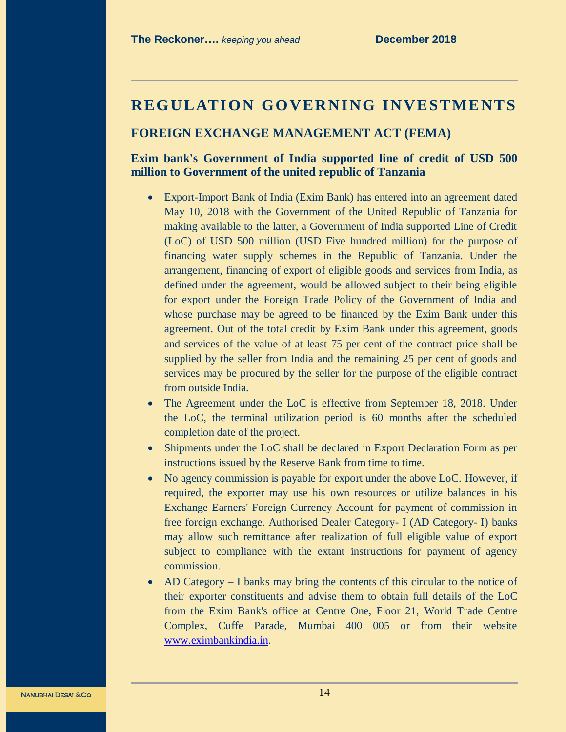# REGULATION GOVERNING INVESTMENTS

## FOREIGN EXCHANGE MANAGEMENT ACT (FEMA)

### Exim bank's Government of India supported line of credit of USD 500 million to Government of the united republic of Tanzania

- Export-Import Bank of India (Exim Bank) has entered into an agreement dated May 10, 2018 with the Government of the United Republic of Tanzania for making available to the latter, a Government of India supported Line of Credit (LoC) of USD 500 million (USD Five hundred million) for the purpose of financing water supply schemes in the Republic of Tanzania. Under the arrangement, financing of export of eligible goods and services from India, as defined under the agreement, would be allowed subject to their being eligible for export under the Foreign Trade Policy of the Government of India and whose purchase may be agreed to be financed by the Exim Bank under this agreement. Out of the total credit by Exim Bank under this agreement, goods and services of the value of at least 75 per cent of the contract price shall be supplied by the seller from India and the remaining 25 per cent of goods and services may be procured by the seller for the purpose of the eligible contract from outside India.
- The Agreement under the LoC is effective from September 18, 2018. Under the LoC, the terminal utilization period is 60 months after the scheduled completion date of the project.
- Shipments under the LoC shall be declared in Export Declaration Form as per instructions issued by the Reserve Bank from time to time.
- No agency commission is payable for export under the above LoC. However, if required, the exporter may use his own resources or utilize balances in his Exchange Earners' Foreign Currency Account for payment of commission in free foreign exchange. Authorised Dealer Category- I (AD Category- I) banks may allow such remittance after realization of full eligible value of export subject to compliance with the extant instructions for payment of agency commission.
- AD Category – I banks may bring the contents of this circular to the notice of their exporter constituents and advise them to obtain full details of the LoC from the Exim Bank's office at Centre One, Floor 21, World Trade Centre Complex, Cuffe Parade, Mumbai 400 005 or from their website www.eximbankindia.in.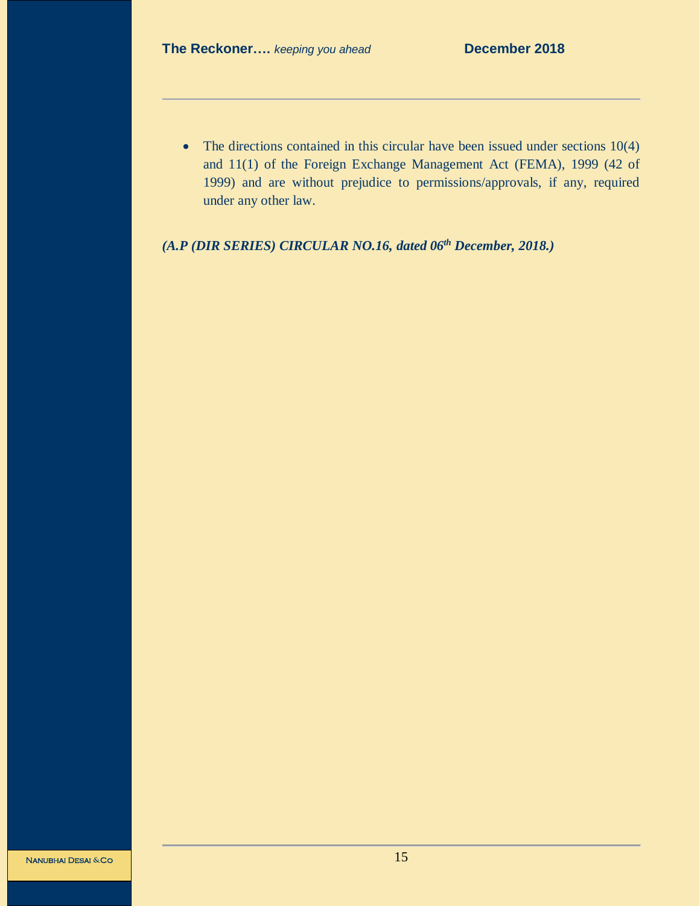- The directions contained in this circular have been issued under sections 10(4) and 11(1) of the Foreign Exchange Management Act (FEMA), 1999 (42 of 1999) and are without prejudice to permissions/approvals, if any, required under any other law.

***(A.P (DIR SERIES) CIRCULAR NO.16, dated 06th December, 2018.)***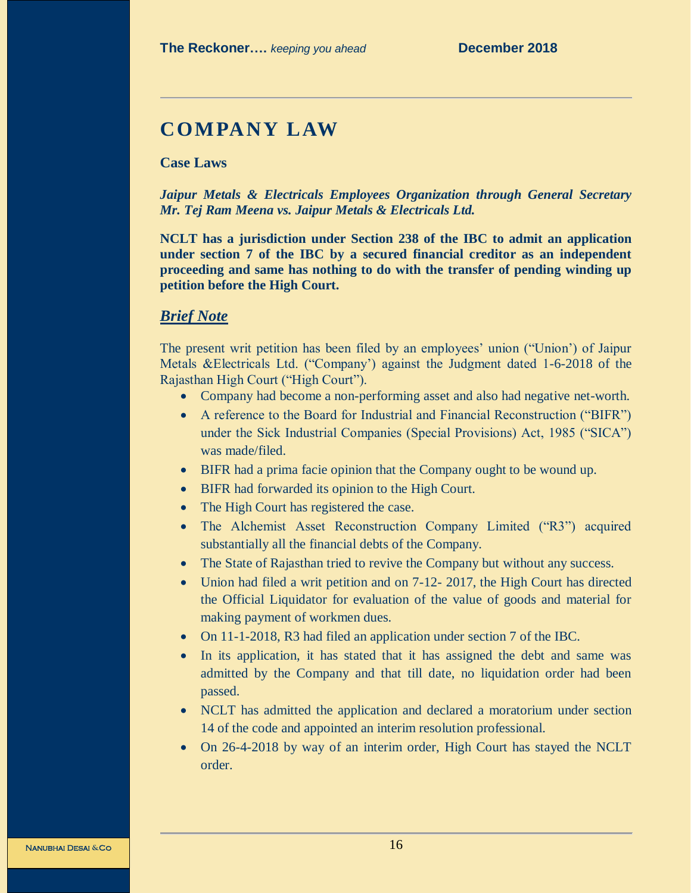# COMPANY LAW

**Case Laws**

***Jaipur Metals & Electricals Employees Organization through General Secretary Mr. Tej Ram Meena vs. Jaipur Metals & Electricals Ltd.***

**NCLT has a jurisdiction under Section 238 of the IBC to admit an application under section 7 of the IBC by a secured financial creditor as an independent proceeding and same has nothing to do with the transfer of pending winding up petition before the High Court.**

## ***Brief Note***

The present writ petition has been filed by an employees' union ("Union') of Jaipur Metals &Electricals Ltd. ("Company') against the Judgment dated 1-6-2018 of the Rajasthan High Court ("High Court").

- Company had become a non-performing asset and also had negative net-worth.
- A reference to the Board for Industrial and Financial Reconstruction ("BIFR") under the Sick Industrial Companies (Special Provisions) Act, 1985 ("SICA") was made/filed.
- BIFR had a prima facie opinion that the Company ought to be wound up.
- BIFR had forwarded its opinion to the High Court.
- The High Court has registered the case.
- The Alchemist Asset Reconstruction Company Limited ("R3") acquired substantially all the financial debts of the Company.
- The State of Rajasthan tried to revive the Company but without any success.
- Union had filed a writ petition and on 7-12- 2017, the High Court has directed the Official Liquidator for evaluation of the value of goods and material for making payment of workmen dues.
- On 11-1-2018, R3 had filed an application under section 7 of the IBC.
- In its application, it has stated that it has assigned the debt and same was admitted by the Company and that till date, no liquidation order had been passed.
- NCLT has admitted the application and declared a moratorium under section 14 of the code and appointed an interim resolution professional.
- On 26-4-2018 by way of an interim order, High Court has stayed the NCLT order.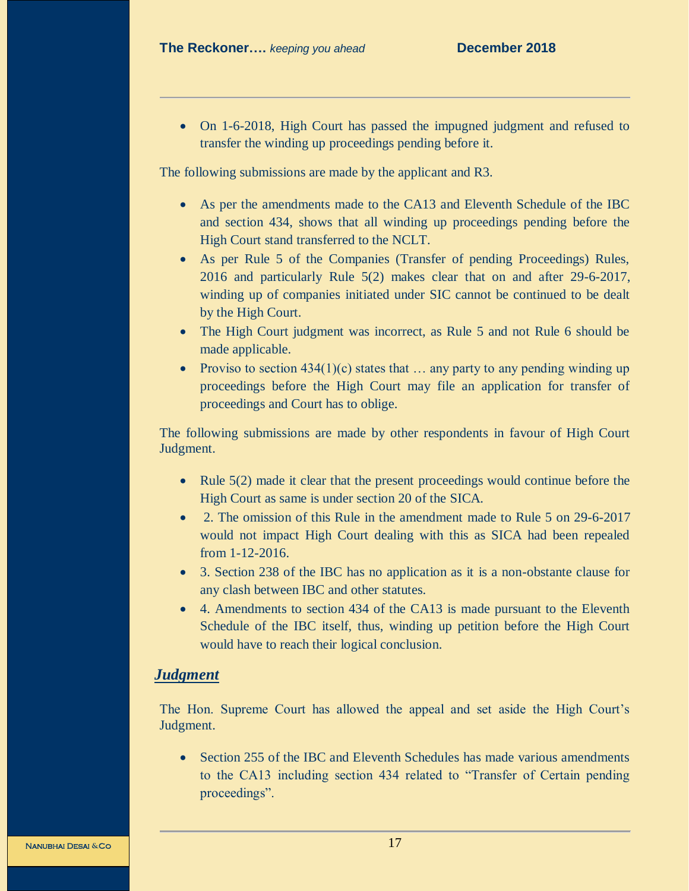- On 1-6-2018, High Court has passed the impugned judgment and refused to transfer the winding up proceedings pending before it.

The following submissions are made by the applicant and R3.

- As per the amendments made to the CA13 and Eleventh Schedule of the IBC and section 434, shows that all winding up proceedings pending before the High Court stand transferred to the NCLT.
- As per Rule 5 of the Companies (Transfer of pending Proceedings) Rules, 2016 and particularly Rule 5(2) makes clear that on and after 29-6-2017, winding up of companies initiated under SIC cannot be continued to be dealt by the High Court.
- The High Court judgment was incorrect, as Rule 5 and not Rule 6 should be made applicable.
- Proviso to section 434(1)(c) states that … any party to any pending winding up proceedings before the High Court may file an application for transfer of proceedings and Court has to oblige.

The following submissions are made by other respondents in favour of High Court Judgment.

- Rule 5(2) made it clear that the present proceedings would continue before the High Court as same is under section 20 of the SICA.
- 2. The omission of this Rule in the amendment made to Rule 5 on 29-6-2017 would not impact High Court dealing with this as SICA had been repealed from 1-12-2016.
- 3. Section 238 of the IBC has no application as it is a non-obstante clause for any clash between IBC and other statutes.
- 4. Amendments to section 434 of the CA13 is made pursuant to the Eleventh Schedule of the IBC itself, thus, winding up petition before the High Court would have to reach their logical conclusion.

## ***Judgment***

The Hon. Supreme Court has allowed the appeal and set aside the High Court's Judgment.

- Section 255 of the IBC and Eleventh Schedules has made various amendments to the CA13 including section 434 related to "Transfer of Certain pending proceedings".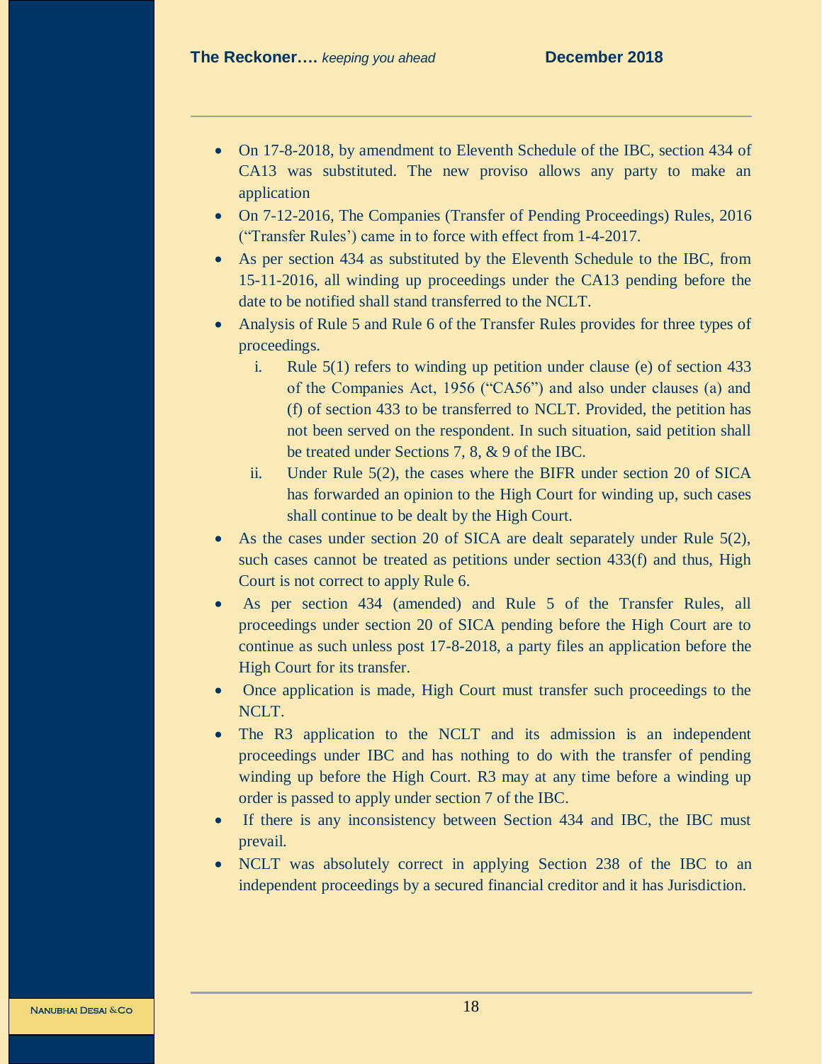- On 17-8-2018, by amendment to Eleventh Schedule of the IBC, section 434 of CA13 was substituted. The new proviso allows any party to make an application
- On 7-12-2016, The Companies (Transfer of Pending Proceedings) Rules, 2016 ("Transfer Rules') came in to force with effect from 1-4-2017.
- As per section 434 as substituted by the Eleventh Schedule to the IBC, from 15-11-2016, all winding up proceedings under the CA13 pending before the date to be notified shall stand transferred to the NCLT.
- Analysis of Rule 5 and Rule 6 of the Transfer Rules provides for three types of proceedings.
    i. Rule 5(1) refers to winding up petition under clause (e) of section 433 of the Companies Act, 1956 ("CA56") and also under clauses (a) and (f) of section 433 to be transferred to NCLT. Provided, the petition has not been served on the respondent. In such situation, said petition shall be treated under Sections 7, 8, & 9 of the IBC.
    ii. Under Rule 5(2), the cases where the BIFR under section 20 of SICA has forwarded an opinion to the High Court for winding up, such cases shall continue to be dealt by the High Court.
- As the cases under section 20 of SICA are dealt separately under Rule 5(2), such cases cannot be treated as petitions under section 433(f) and thus, High Court is not correct to apply Rule 6.
- As per section 434 (amended) and Rule 5 of the Transfer Rules, all proceedings under section 20 of SICA pending before the High Court are to continue as such unless post 17-8-2018, a party files an application before the High Court for its transfer.
- Once application is made, High Court must transfer such proceedings to the NCLT.
- The R3 application to the NCLT and its admission is an independent proceedings under IBC and has nothing to do with the transfer of pending winding up before the High Court. R3 may at any time before a winding up order is passed to apply under section 7 of the IBC.
- If there is any inconsistency between Section 434 and IBC, the IBC must prevail.
- NCLT was absolutely correct in applying Section 238 of the IBC to an independent proceedings by a secured financial creditor and it has Jurisdiction.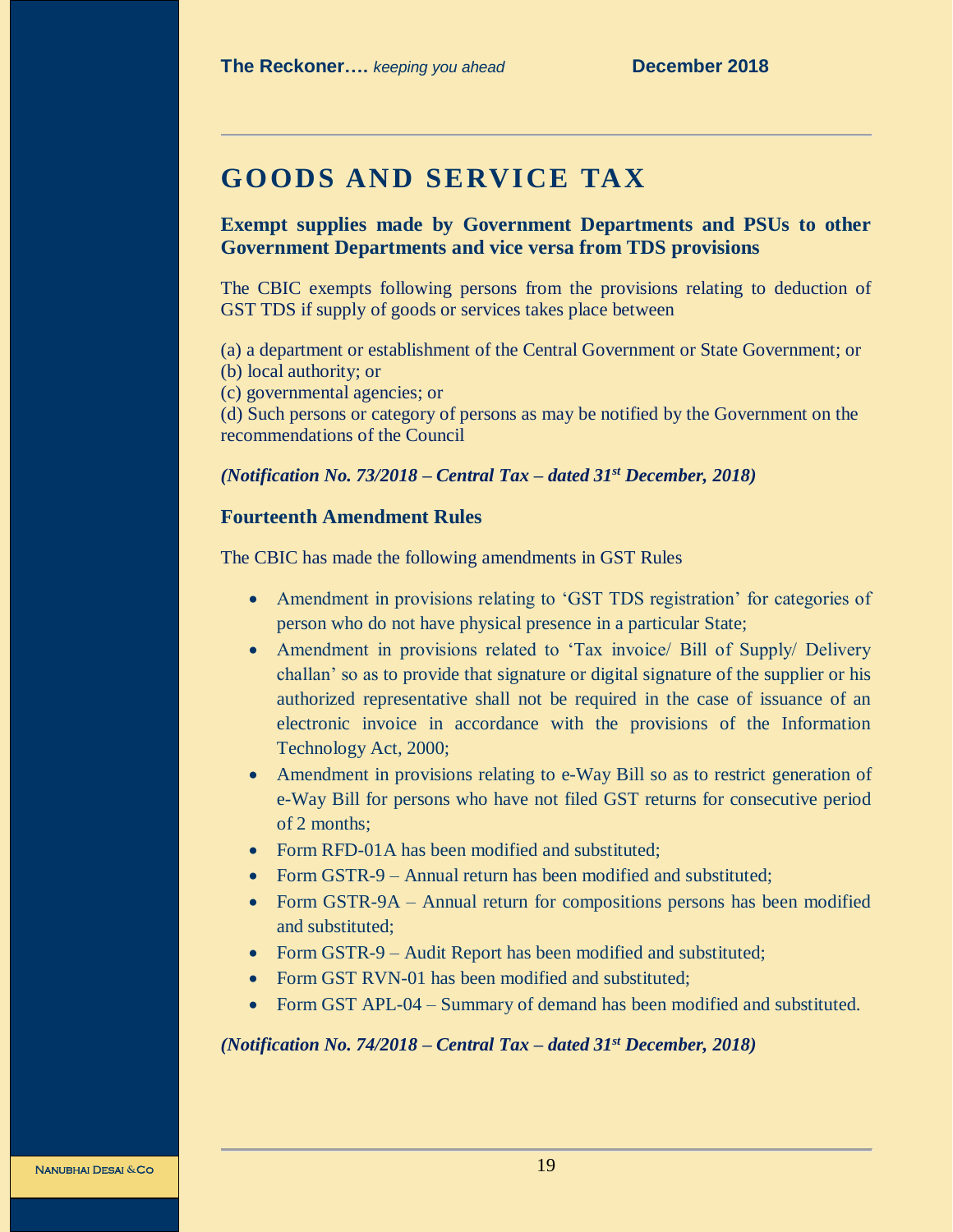# GOODS AND SERVICE TAX

### Exempt supplies made by Government Departments and PSUs to other Government Departments and vice versa from TDS provisions

The CBIC exempts following persons from the provisions relating to deduction of GST TDS if supply of goods or services takes place between

(a) a department or establishment of the Central Government or State Government; or
(b) local authority; or
(c) governmental agencies; or
(d) Such persons or category of persons as may be notified by the Government on the recommendations of the Council

***(Notification No. 73/2018 – Central Tax – dated 31st December, 2018)***

### Fourteenth Amendment Rules

The CBIC has made the following amendments in GST Rules

- Amendment in provisions relating to 'GST TDS registration' for categories of person who do not have physical presence in a particular State;
- Amendment in provisions related to 'Tax invoice/ Bill of Supply/ Delivery challan' so as to provide that signature or digital signature of the supplier or his authorized representative shall not be required in the case of issuance of an electronic invoice in accordance with the provisions of the Information Technology Act, 2000;
- Amendment in provisions relating to e-Way Bill so as to restrict generation of e-Way Bill for persons who have not filed GST returns for consecutive period of 2 months;
- Form RFD-01A has been modified and substituted;
- Form GSTR-9 – Annual return has been modified and substituted;
- Form GSTR-9A – Annual return for compositions persons has been modified and substituted;
- Form GSTR-9 – Audit Report has been modified and substituted;
- Form GST RVN-01 has been modified and substituted;
- Form GST APL-04 – Summary of demand has been modified and substituted.

***(Notification No. 74/2018 – Central Tax – dated 31st December, 2018)***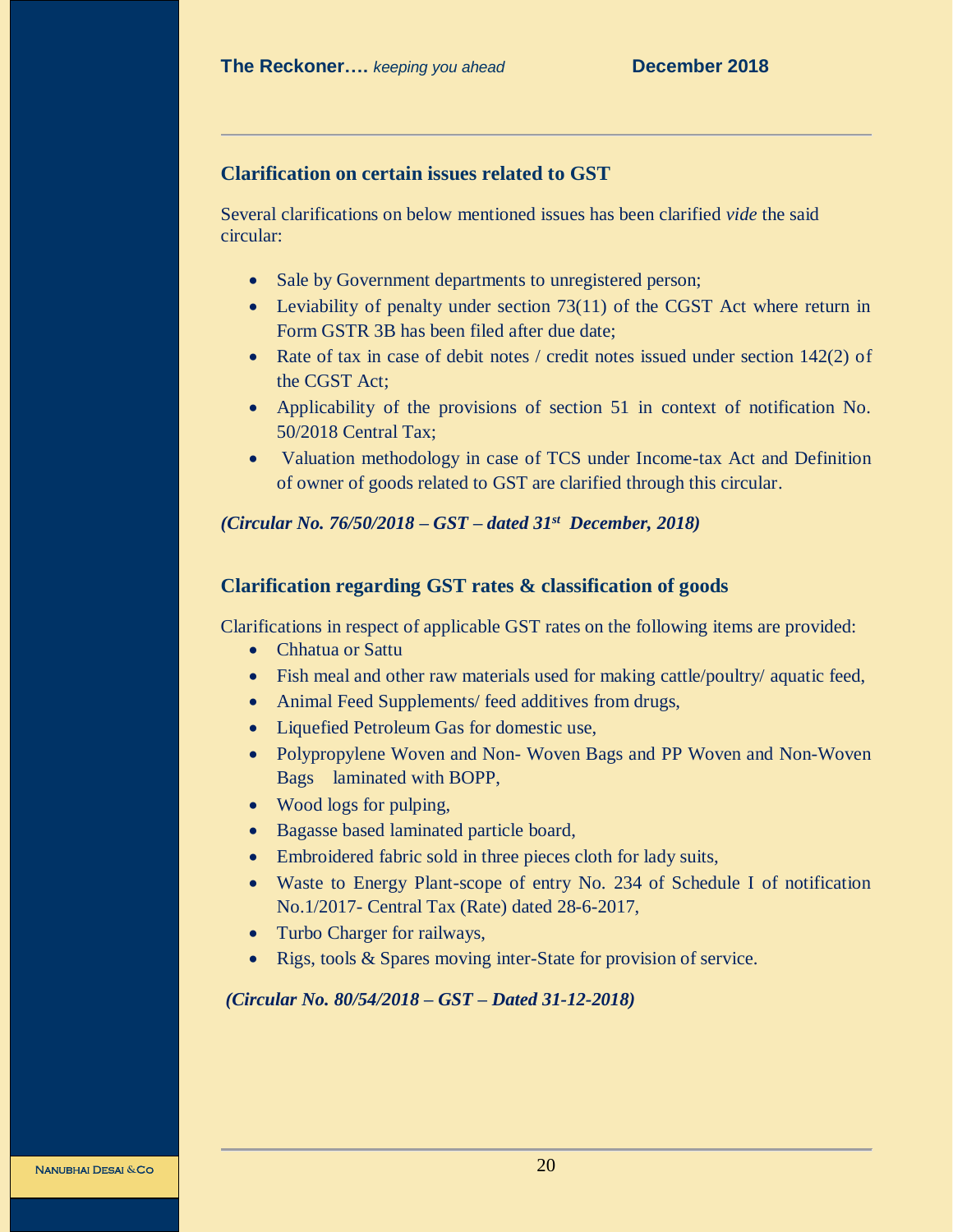## Clarification on certain issues related to GST

Several clarifications on below mentioned issues has been clarified *vide* the said circular:

- Sale by Government departments to unregistered person;
- Leviability of penalty under section 73(11) of the CGST Act where return in Form GSTR 3B has been filed after due date;
- Rate of tax in case of debit notes / credit notes issued under section 142(2) of the CGST Act;
- Applicability of the provisions of section 51 in context of notification No. 50/2018 Central Tax;
- Valuation methodology in case of TCS under Income-tax Act and Definition of owner of goods related to GST are clarified through this circular.

***(Circular No. 76/50/2018 – GST – dated 31st December, 2018)***

## Clarification regarding GST rates & classification of goods

Clarifications in respect of applicable GST rates on the following items are provided:

- Chhatua or Sattu
- Fish meal and other raw materials used for making cattle/poultry/ aquatic feed,
- Animal Feed Supplements/ feed additives from drugs,
- Liquefied Petroleum Gas for domestic use,
- Polypropylene Woven and Non- Woven Bags and PP Woven and Non-Woven Bags laminated with BOPP,
- Wood logs for pulping,
- Bagasse based laminated particle board,
- Embroidered fabric sold in three pieces cloth for lady suits,
- Waste to Energy Plant-scope of entry No. 234 of Schedule I of notification No.1/2017- Central Tax (Rate) dated 28-6-2017,
- Turbo Charger for railways,
- Rigs, tools & Spares moving inter-State for provision of service.

***(Circular No. 80/54/2018 – GST – Dated 31-12-2018)***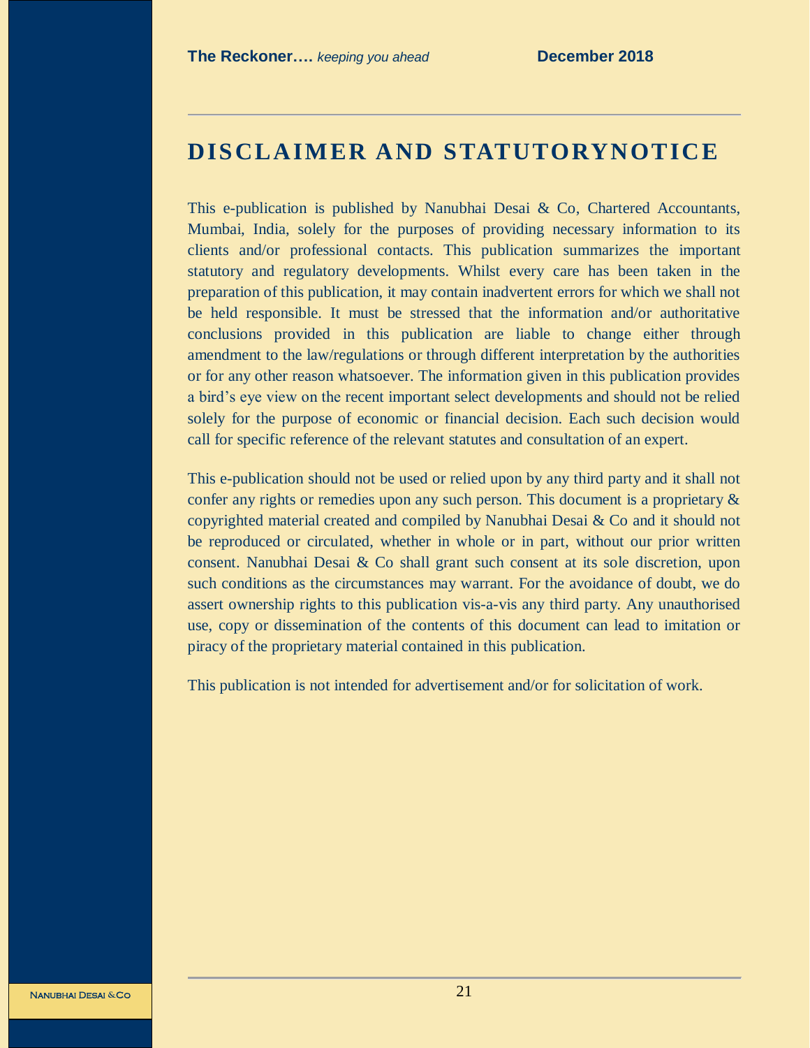# DISCLAIMER AND STATUTORYNOTICE

This e-publication is published by Nanubhai Desai & Co, Chartered Accountants, Mumbai, India, solely for the purposes of providing necessary information to its clients and/or professional contacts. This publication summarizes the important statutory and regulatory developments. Whilst every care has been taken in the preparation of this publication, it may contain inadvertent errors for which we shall not be held responsible. It must be stressed that the information and/or authoritative conclusions provided in this publication are liable to change either through amendment to the law/regulations or through different interpretation by the authorities or for any other reason whatsoever. The information given in this publication provides a bird's eye view on the recent important select developments and should not be relied solely for the purpose of economic or financial decision. Each such decision would call for specific reference of the relevant statutes and consultation of an expert.

This e-publication should not be used or relied upon by any third party and it shall not confer any rights or remedies upon any such person. This document is a proprietary & copyrighted material created and compiled by Nanubhai Desai & Co and it should not be reproduced or circulated, whether in whole or in part, without our prior written consent. Nanubhai Desai & Co shall grant such consent at its sole discretion, upon such conditions as the circumstances may warrant. For the avoidance of doubt, we do assert ownership rights to this publication vis-a-vis any third party. Any unauthorised use, copy or dissemination of the contents of this document can lead to imitation or piracy of the proprietary material contained in this publication.

This publication is not intended for advertisement and/or for solicitation of work.